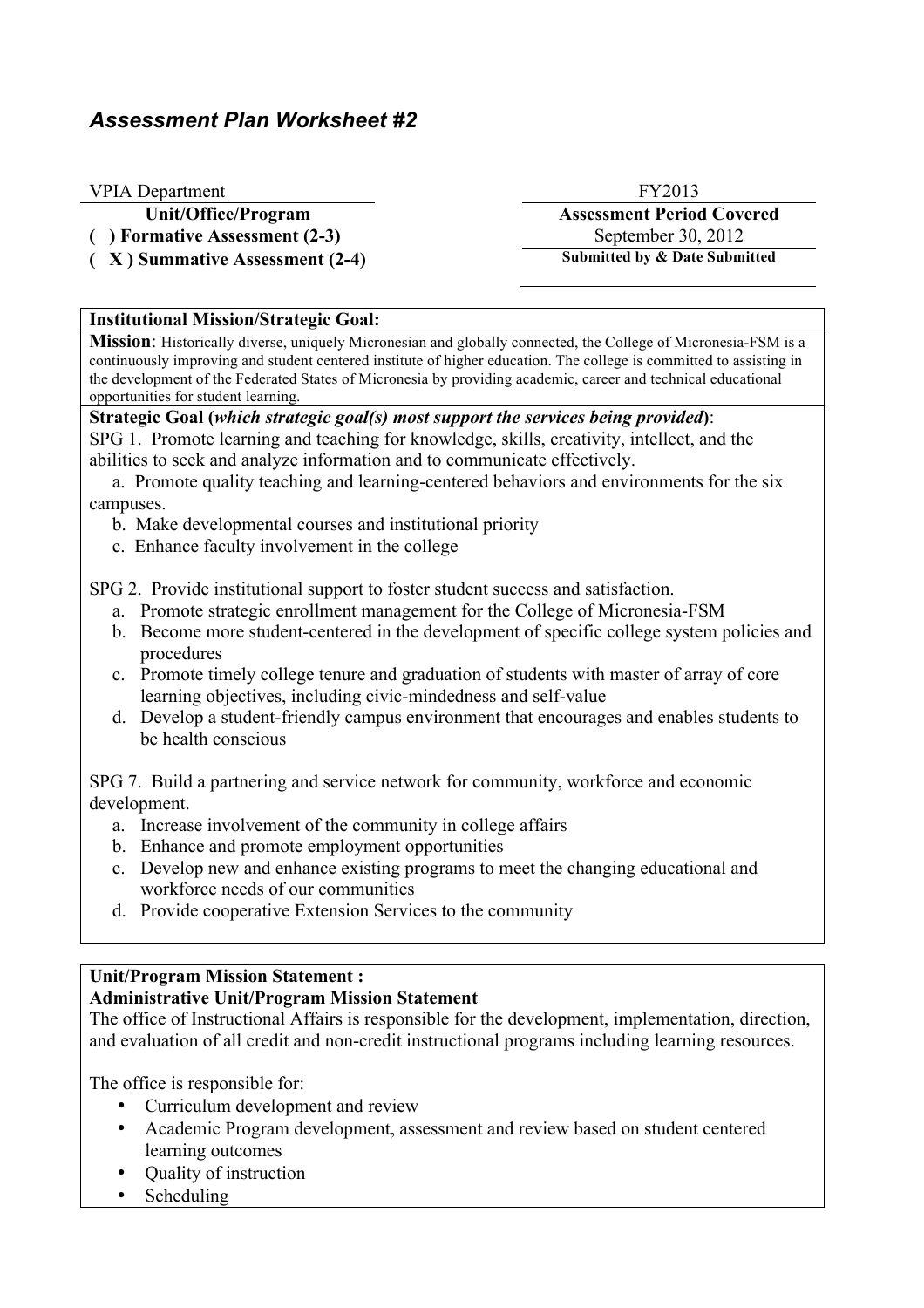## *Assessment Plan Worksheet #2*

| VPIA Department | FY2013 |
|---|---|
| **Unit/Office/Program** | **Assessment Period Covered** |
| **( ) Formative Assessment (2-3)** | September 30, 2012 |
| **( X ) Summative Assessment (2-4)** | **Submitted by & Date Submitted** |

**Institutional Mission/Strategic Goal:**

**Mission**: Historically diverse, uniquely Micronesian and globally connected, the College of Micronesia-FSM is a continuously improving and student centered institute of higher education. The college is committed to assisting in the development of the Federated States of Micronesia by providing academic, career and technical educational opportunities for student learning.

**Strategic Goal (*which strategic goal(s) most support the services being provided*)**:

SPG 1. Promote learning and teaching for knowledge, skills, creativity, intellect, and the abilities to seek and analyze information and to communicate effectively.

a. Promote quality teaching and learning-centered behaviors and environments for the six campuses.
b. Make developmental courses and institutional priority
c. Enhance faculty involvement in the college

SPG 2. Provide institutional support to foster student success and satisfaction.

a. Promote strategic enrollment management for the College of Micronesia-FSM
b. Become more student-centered in the development of specific college system policies and procedures
c. Promote timely college tenure and graduation of students with master of array of core learning objectives, including civic-mindedness and self-value
d. Develop a student-friendly campus environment that encourages and enables students to be health conscious

SPG 7. Build a partnering and service network for community, workforce and economic development.

a. Increase involvement of the community in college affairs
b. Enhance and promote employment opportunities
c. Develop new and enhance existing programs to meet the changing educational and workforce needs of our communities
d. Provide cooperative Extension Services to the community

**Unit/Program Mission Statement :**
**Administrative Unit/Program Mission Statement**

The office of Instructional Affairs is responsible for the development, implementation, direction, and evaluation of all credit and non-credit instructional programs including learning resources.

The office is responsible for:

- Curriculum development and review
- Academic Program development, assessment and review based on student centered learning outcomes
- Quality of instruction
- Scheduling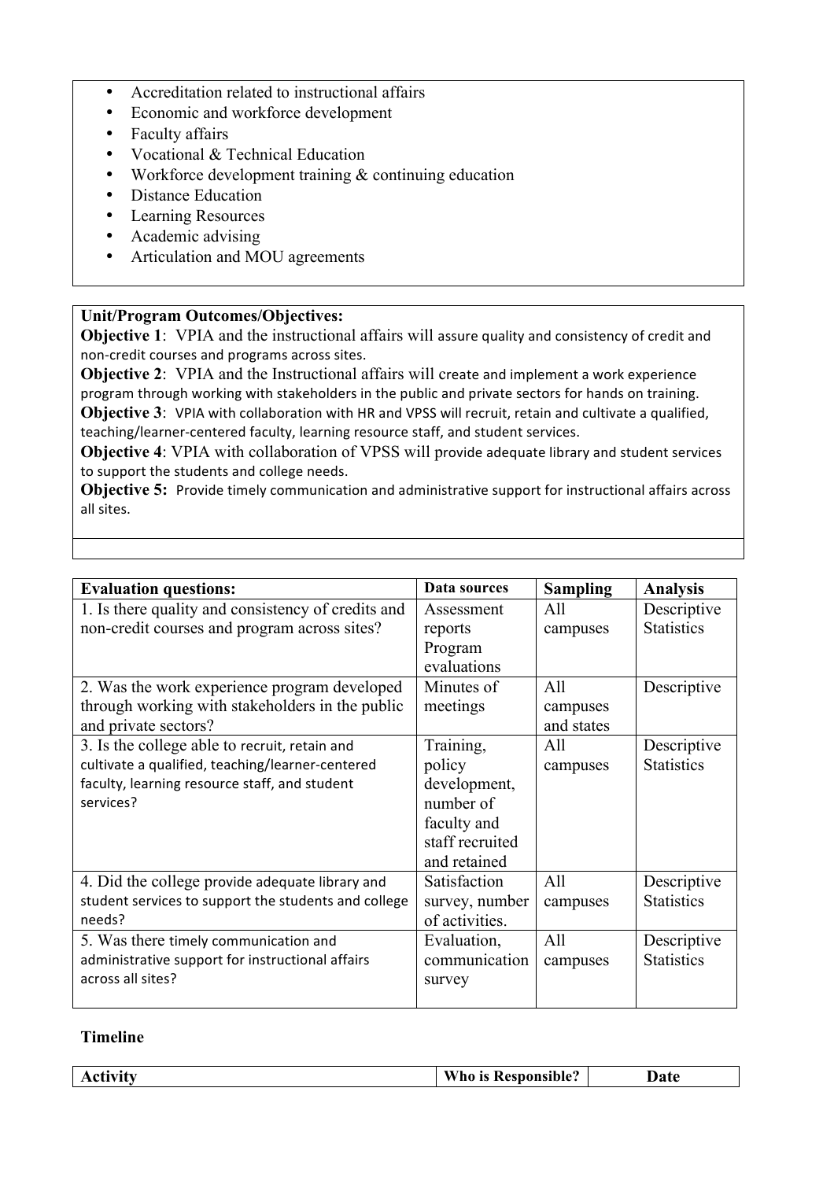- Accreditation related to instructional affairs
- Economic and workforce development
- Faculty affairs
- Vocational & Technical Education
- Workforce development training & continuing education
- Distance Education
- Learning Resources
- Academic advising
- Articulation and MOU agreements

**Unit/Program Outcomes/Objectives:**

**Objective 1**: VPIA and the instructional affairs will assure quality and consistency of credit and non-credit courses and programs across sites.

**Objective 2**: VPIA and the Instructional affairs will create and implement a work experience program through working with stakeholders in the public and private sectors for hands on training.

**Objective 3**: VPIA with collaboration with HR and VPSS will recruit, retain and cultivate a qualified, teaching/learner-centered faculty, learning resource staff, and student services.

**Objective 4**: VPIA with collaboration of VPSS will provide adequate library and student services to support the students and college needs.

**Objective 5:** Provide timely communication and administrative support for instructional affairs across all sites.

| **Evaluation questions:** | **Data sources** | **Sampling** | **Analysis** |
|---|---|---|---|
| 1. Is there quality and consistency of credits and non-credit courses and program across sites? | Assessment reports Program evaluations | All campuses | Descriptive Statistics |
| 2. Was the work experience program developed through working with stakeholders in the public and private sectors? | Minutes of meetings | All campuses and states | Descriptive |
| 3. Is the college able to recruit, retain and cultivate a qualified, teaching/learner-centered faculty, learning resource staff, and student services? | Training, policy development, number of faculty and staff recruited and retained | All campuses | Descriptive Statistics |
| 4. Did the college provide adequate library and student services to support the students and college needs? | Satisfaction survey, number of activities. | All campuses | Descriptive Statistics |
| 5. Was there timely communication and administrative support for instructional affairs across all sites? | Evaluation, communication survey | All campuses | Descriptive Statistics |

**Timeline**

| **Activity** | **Who is Responsible?** | **Date** |
|---|---|---|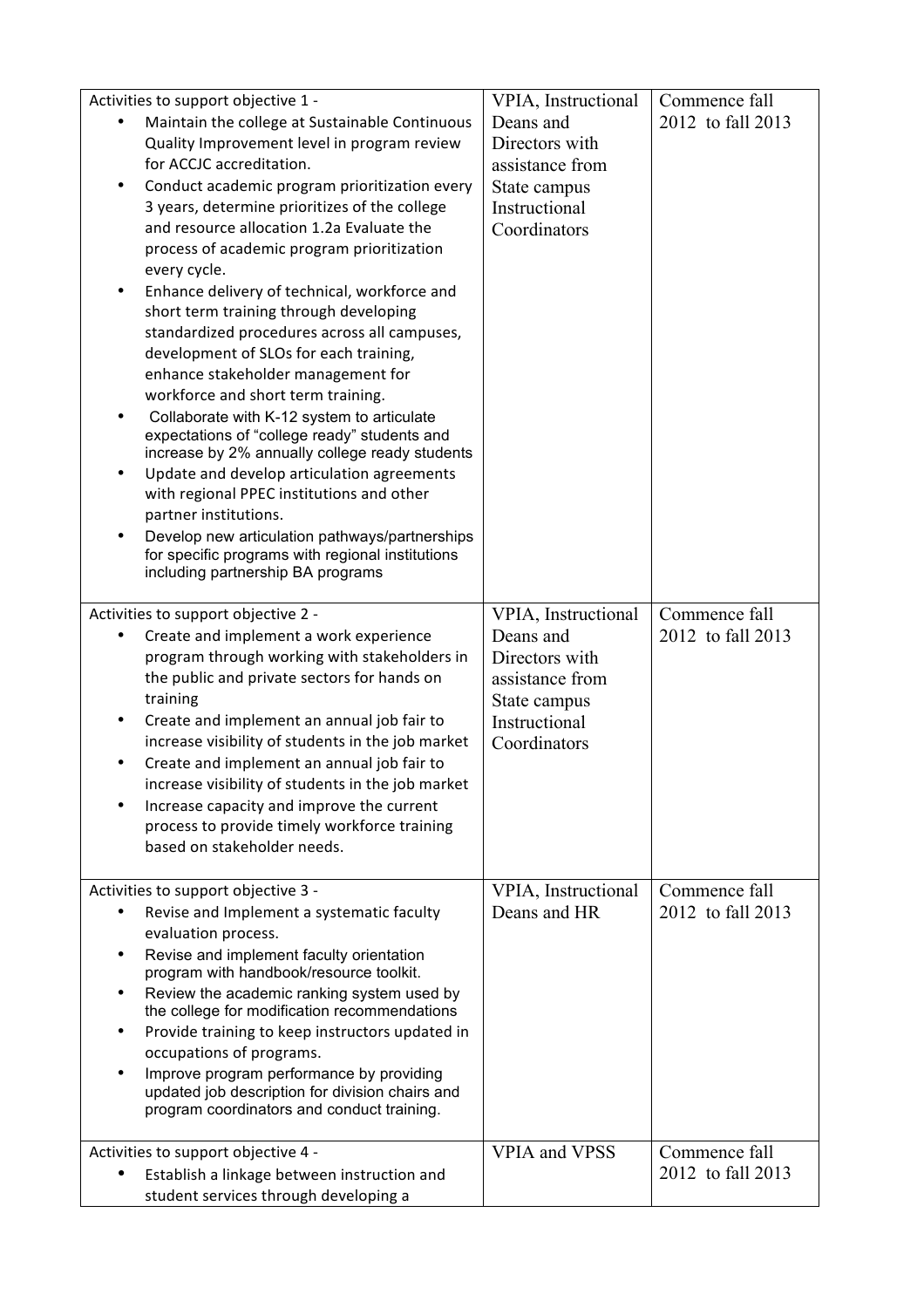| | | |
|---|---|---|
| Activities to support objective 1 -<br>• Maintain the college at Sustainable Continuous Quality Improvement level in program review for ACCJC accreditation.<br>• Conduct academic program prioritization every 3 years, determine prioritizes of the college and resource allocation 1.2a Evaluate the process of academic program prioritization every cycle.<br>• Enhance delivery of technical, workforce and short term training through developing standardized procedures across all campuses, development of SLOs for each training, enhance stakeholder management for workforce and short term training.<br>• Collaborate with K-12 system to articulate expectations of "college ready" students and increase by 2% annually college ready students<br>• Update and develop articulation agreements with regional PPEC institutions and other partner institutions.<br>• Develop new articulation pathways/partnerships for specific programs with regional institutions including partnership BA programs | VPIA, Instructional Deans and Directors with assistance from State campus Instructional Coordinators | Commence fall 2012 to fall 2013 |
| Activities to support objective 2 -<br>• Create and implement a work experience program through working with stakeholders in the public and private sectors for hands on training<br>• Create and implement an annual job fair to increase visibility of students in the job market<br>• Create and implement an annual job fair to increase visibility of students in the job market<br>• Increase capacity and improve the current process to provide timely workforce training based on stakeholder needs. | VPIA, Instructional Deans and Directors with assistance from State campus Instructional Coordinators | Commence fall 2012 to fall 2013 |
| Activities to support objective 3 -<br>• Revise and Implement a systematic faculty evaluation process.<br>• Revise and implement faculty orientation program with handbook/resource toolkit.<br>• Review the academic ranking system used by the college for modification recommendations<br>• Provide training to keep instructors updated in occupations of programs.<br>• Improve program performance by providing updated job description for division chairs and program coordinators and conduct training. | VPIA, Instructional Deans and HR | Commence fall 2012 to fall 2013 |
| Activities to support objective 4 -<br>• Establish a linkage between instruction and student services through developing a | VPIA and VPSS | Commence fall 2012 to fall 2013 |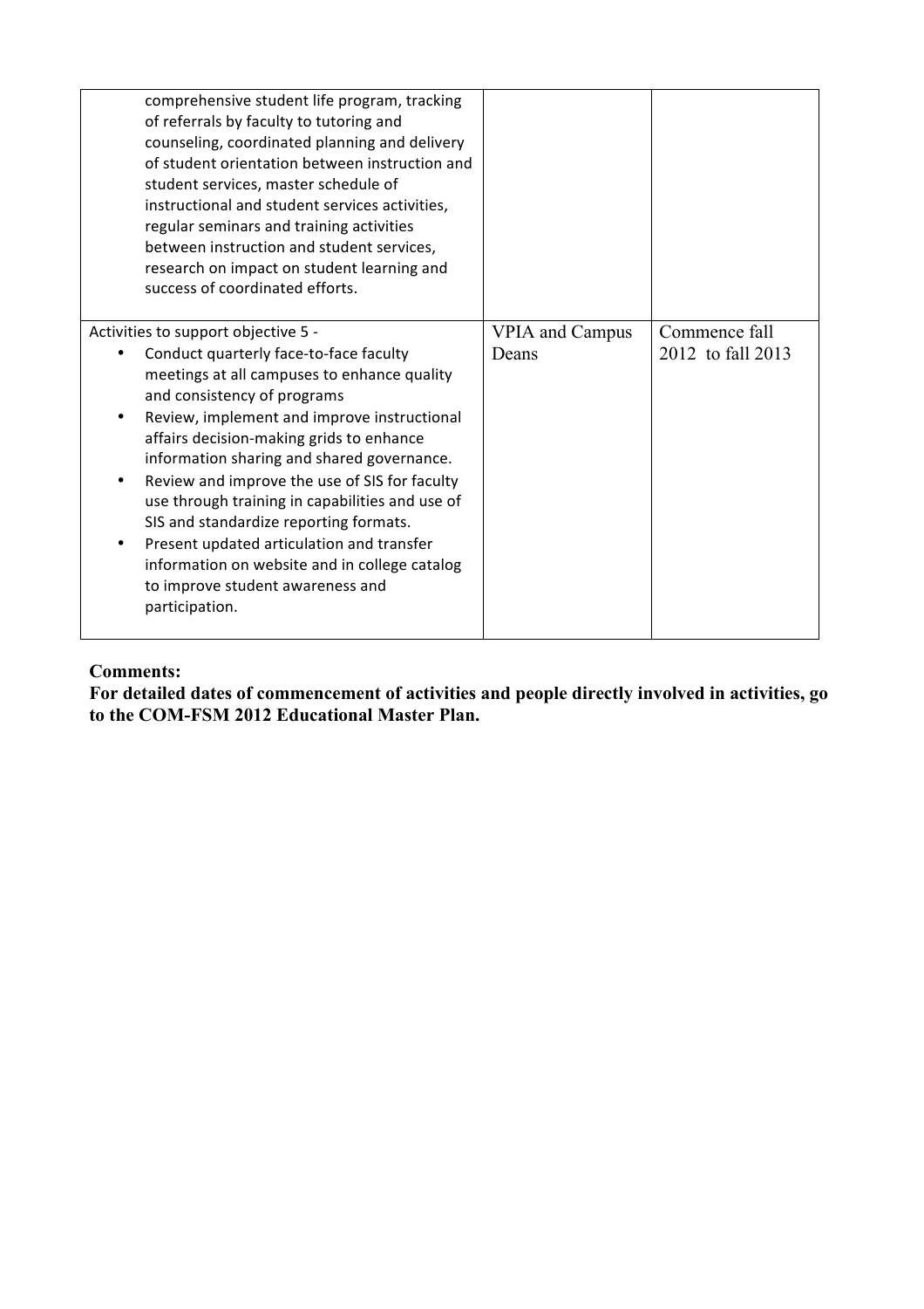| | | |
|---|---|---|
| comprehensive student life program, tracking of referrals by faculty to tutoring and counseling, coordinated planning and delivery of student orientation between instruction and student services, master schedule of instructional and student services activities, regular seminars and training activities between instruction and student services, research on impact on student learning and success of coordinated efforts. | | |
| Activities to support objective 5 - <br>• Conduct quarterly face-to-face faculty meetings at all campuses to enhance quality and consistency of programs <br>• Review, implement and improve instructional affairs decision-making grids to enhance information sharing and shared governance. <br>• Review and improve the use of SIS for faculty use through training in capabilities and use of SIS and standardize reporting formats. <br>• Present updated articulation and transfer information on website and in college catalog to improve student awareness and participation. | VPIA and Campus Deans | Commence fall 2012 to fall 2013 |

**Comments:**

**For detailed dates of commencement of activities and people directly involved in activities, go to the COM-FSM 2012 Educational Master Plan.**